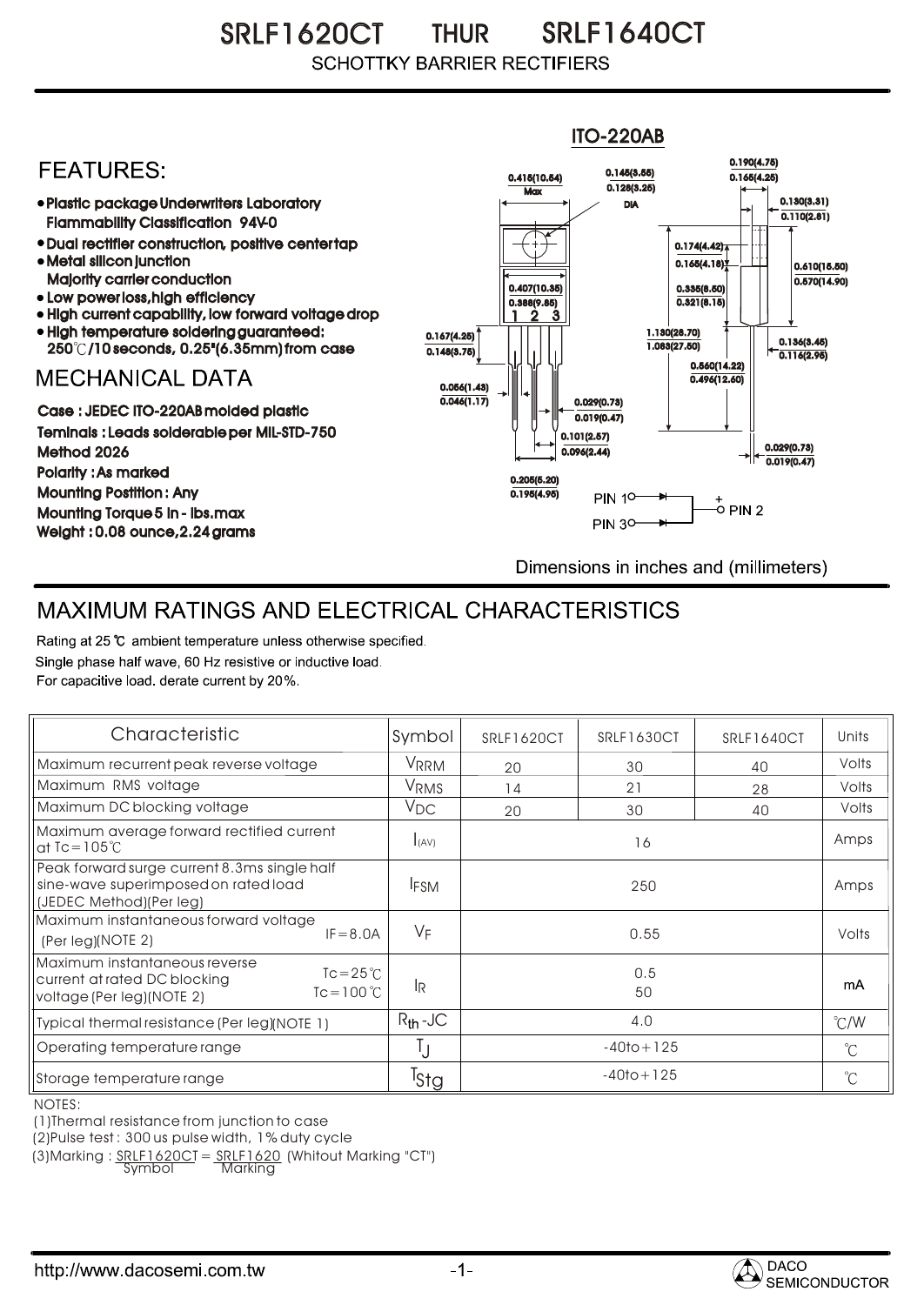# SRLF1620CT THUR SRLF1640CT

SCHOTTKY BARRIER RECTIFIERS

## FEATURES:

- Plastic package Underwriters Laboratory Flammability Classification 94V-0
- Dual rectifier construction, positive center tap
- Metal silicon junction Majority carrier conduction
- Low power loss, high efficiency
- High current capability, low forward voltage drop
- High temperature soldering guaranteed: 250℃/10 seconds, 0.25"(6.35mm) from case

## MECHANICAL DATA

Case : JEDEC ITO-220AB molded plastic

Teminals : Leads solderable per MIL-STD-750 Method 2026

Polarity : As marked

Mounting Postition : Any

Mounting Torque 5 in - lbs.max

Weight : 0.08 ounce, 2.24 grams

ITO-220AB

0.415(10.54) Max; 0.145(3.55) 0.128(3.25) DIA; 0.190(4.75) 0.165(4.25); 0.130(3.31) 0.110(2.81); 0.174(4.42) 0.165(4.18); 0.610(15.50) 0.570(14.90); 0.407(10.35) 0.388(9.85); 0.335(8.50) 0.321(8.15); 0.167(4.25) 0.148(3.75); 1.130(28.70) 1.083(27.50); 0.136(3.45) 0.116(2.95); 0.560(14.22) 0.495(12.50); 0.056(1.43) 0.046(1.17); 0.029(0.73) 0.019(0.47); 0.101(2.57) 0.096(2.44); 0.029(0.73) 0.019(0.47); 0.205(5.20) 0.195(4.95)

PIN 1, PIN 3, + PIN 2

Dimensions in inches and (millimeters)

## MAXIMUM RATINGS AND ELECTRICAL CHARACTERISTICS

Rating at 25 ℃ ambient temperature unless otherwise specified.
Single phase half wave, 60 Hz resistive or inductive load.
For capacitive load. derate current by 20%.

| Characteristic | Symbol | SRLF1620CT | SRLF1630CT | SRLF1640CT | Units |
|---|---|---|---|---|---|
| Maximum recurrent peak reverse voltage | $V_{RRM}$ | 20 | 30 | 40 | Volts |
| Maximum RMS voltage | $V_{RMS}$ | 14 | 21 | 28 | Volts |
| Maximum DC blocking voltage | $V_{DC}$ | 20 | 30 | 40 | Volts |
| Maximum average forward rectified current at Tc=105℃ | $I_{(AV)}$ | | 16 | | Amps |
| Peak forward surge current 8.3ms single half sine-wave superimposed on rated load (JEDEC Method)(Per leg) | $I_{FSM}$ | | 250 | | Amps |
| Maximum instantaneous forward voltage (Per leg)(NOTE 2) IF=8.0A | $V_F$ | | 0.55 | | Volts |
| Maximum instantaneous reverse current at rated DC blocking voltage (Per leg)(NOTE 2) Tc=25℃ / Tc=100℃ | $I_R$ | | 0.5 / 50 | | mA |
| Typical thermal resistance (Per leg)(NOTE 1) | $R_{th}$-JC | | 4.0 | | ℃/W |
| Operating temperature range | $T_J$ | | -40to+125 | | ℃ |
| Storage temperature range | $T_{Stg}$ | | -40to+125 | | ℃ |

NOTES:
(1)Thermal resistance from junction to case
(2)Pulse test : 300 us pulse width, 1% duty cycle
(3)Marking : SRLF1620CT = SRLF1620 (Whitout Marking "CT")
Symbol Marking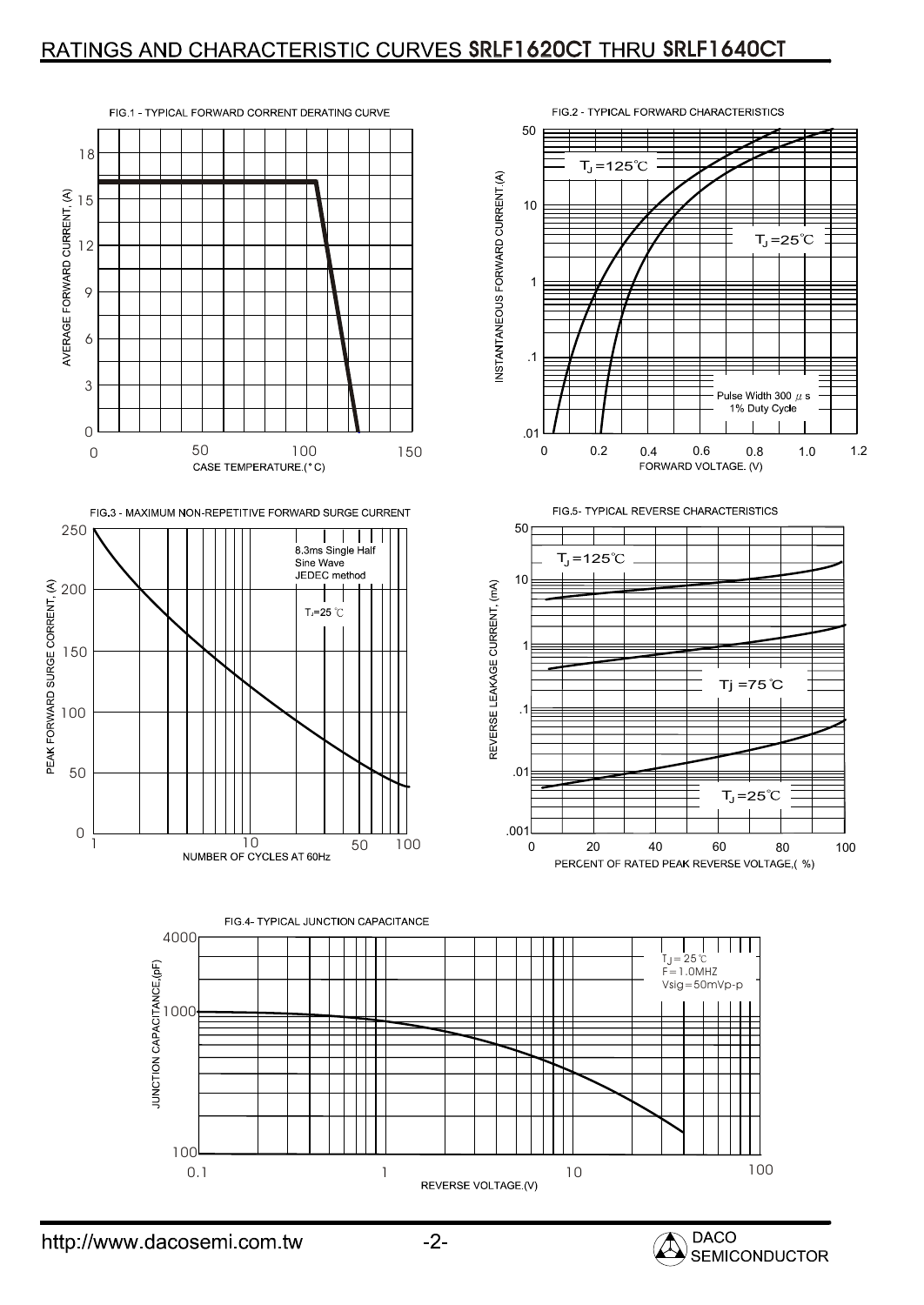# RATINGS AND CHARACTERISTIC CURVES SRLF1620CT THRU SRLF1640CT

FIG.1 - TYPICAL FORWARD CORRENT DERATING CURVE

AVERAGE FORWARD CURRENT, (A)

18
15
12
9
6
3
0

0
50
100
150

CASE TEMPERATURE.(°C)

FIG.2 - TYPICAL FORWARD CHARACTERISTICS

INSTANTANEOUS FORWARD CURRENT.(A)

50
10
1
.1
.01

$T_J$=125℃

$T_J$=25℃

Pulse Width 300 $\mu$ s
1% Duty Cycle

0
0.2
0.4
0.6
0.8
1.0
1.2

FORWARD VOLTAGE. (V)

FIG.3 - MAXIMUM NON-REPETITIVE FORWARD SURGE CURRENT

PEAK FORWARD SURGE CORRENT, (A)

250
200
150
100
50
0

8.3ms Single Half
Sine Wave
JEDEC method

$T_J$=25 ℃

1
10
50
100

NUMBER OF CYCLES AT 60Hz

FIG.5- TYPICAL REVERSE CHARACTERISTICS

REVERSE LEAKAGE CURRENT, (mA)

50
10
1
.1
.01
.001

$T_J$=125℃

Tj =75℃

$T_J$=25℃

0
20
40
60
80
100

PERCENT OF RATED PEAK REVERSE VOLTAGE,( %)

FIG.4- TYPICAL JUNCTION CAPACITANCE

JUNCTION CAPACITANCE,(pF)

4000
1000
100

$T_J$=25℃
F=1.0MHZ
Vsig=50mVp-p

0.1
1
10
100

REVERSE VOLTAGE.(V)

http://www.dacosemi.com.tw

DACO SEMICONDUCTOR